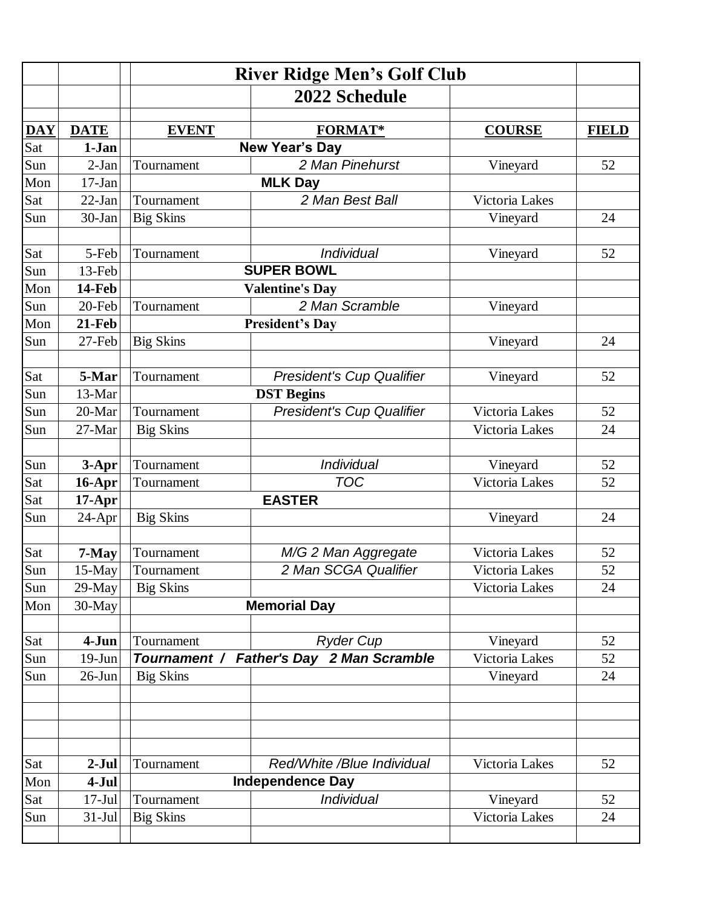# River Ridge Men's Golf Club

## 2022 Schedule

| DAY | DATE | EVENT | FORMAT* | COURSE | FIELD |
|---|---|---|---|---|---|
| Sat | **1-Jan** | **New Year's Day** | | | |
| Sun | 2-Jan | Tournament | *2 Man Pinehurst* | Vineyard | 52 |
| Mon | 17-Jan | **MLK Day** | | | |
| Sat | 22-Jan | Tournament | *2 Man Best Ball* | Victoria Lakes | |
| Sun | 30-Jan | Big Skins | | Vineyard | 24 |
| | | | | | |
| Sat | 5-Feb | Tournament | *Individual* | Vineyard | 52 |
| Sun | 13-Feb | **SUPER BOWL** | | | |
| Mon | **14-Feb** | **Valentine's Day** | | | |
| Sun | 20-Feb | Tournament | *2 Man Scramble* | Vineyard | |
| Mon | **21-Feb** | **President's Day** | | | |
| Sun | 27-Feb | Big Skins | | Vineyard | 24 |
| | | | | | |
| Sat | **5-Mar** | Tournament | *President's Cup Qualifier* | Vineyard | 52 |
| Sun | 13-Mar | **DST Begins** | | | |
| Sun | 20-Mar | Tournament | *President's Cup Qualifier* | Victoria Lakes | 52 |
| Sun | 27-Mar | Big Skins | | Victoria Lakes | 24 |
| | | | | | |
| Sun | **3-Apr** | Tournament | *Individual* | Vineyard | 52 |
| Sat | **16-Apr** | Tournament | *TOC* | Victoria Lakes | 52 |
| Sat | **17-Apr** | **EASTER** | | | |
| Sun | 24-Apr | Big Skins | | Vineyard | 24 |
| | | | | | |
| Sat | **7-May** | Tournament | *M/G 2 Man Aggregate* | Victoria Lakes | 52 |
| Sun | 15-May | Tournament | *2 Man SCGA Qualifier* | Victoria Lakes | 52 |
| Sun | 29-May | Big Skins | | Victoria Lakes | 24 |
| Mon | 30-May | **Memorial Day** | | | |
| | | | | | |
| Sat | **4-Jun** | Tournament | *Ryder Cup* | Vineyard | 52 |
| Sun | 19-Jun | ***Tournament / Father's Day 2 Man Scramble*** | | Victoria Lakes | 52 |
| Sun | 26-Jun | Big Skins | | Vineyard | 24 |
| | | | | | |
| | | | | | |
| | | | | | |
| | | | | | |
| Sat | **2-Jul** | Tournament | *Red/White /Blue Individual* | Victoria Lakes | 52 |
| Mon | **4-Jul** | **Independence Day** | | | |
| Sat | 17-Jul | Tournament | *Individual* | Vineyard | 52 |
| Sun | 31-Jul | Big Skins | | Victoria Lakes | 24 |
| | | | | | |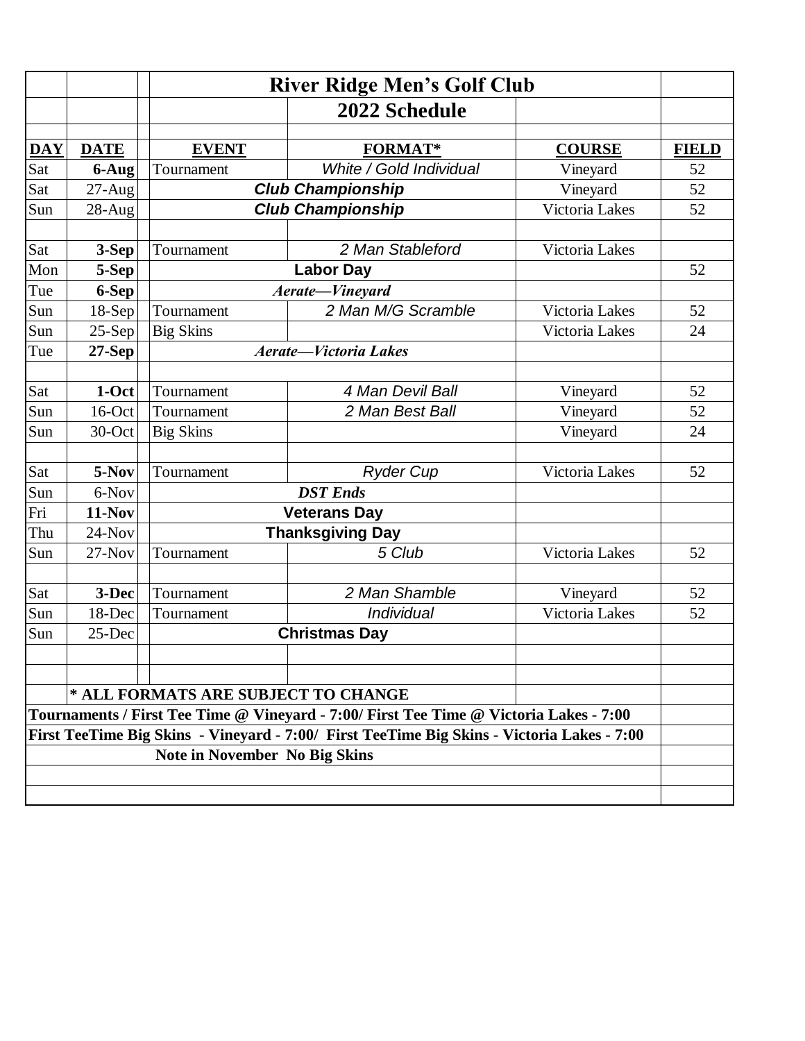# River Ridge Men's Golf Club

## 2022 Schedule

| DAY | DATE | EVENT | FORMAT* | COURSE | FIELD |
|---|---|---|---|---|---|
| Sat | **6-Aug** | Tournament | *White / Gold Individual* | Vineyard | 52 |
| Sat | 27-Aug | ***Club Championship*** | | Vineyard | 52 |
| Sun | 28-Aug | ***Club Championship*** | | Victoria Lakes | 52 |
| | | | | | |
| Sat | **3-Sep** | Tournament | *2 Man Stableford* | Victoria Lakes | |
| Mon | **5-Sep** | **Labor Day** | | | 52 |
| Tue | **6-Sep** | ***Aerate—Vineyard*** | | | |
| Sun | 18-Sep | Tournament | *2 Man M/G Scramble* | Victoria Lakes | 52 |
| Sun | 25-Sep | Big Skins | | Victoria Lakes | 24 |
| Tue | **27-Sep** | ***Aerate—Victoria Lakes*** | | | |
| | | | | | |
| Sat | **1-Oct** | Tournament | *4 Man Devil Ball* | Vineyard | 52 |
| Sun | 16-Oct | Tournament | *2 Man Best Ball* | Vineyard | 52 |
| Sun | 30-Oct | Big Skins | | Vineyard | 24 |
| | | | | | |
| Sat | **5-Nov** | Tournament | *Ryder Cup* | Victoria Lakes | 52 |
| Sun | 6-Nov | ***DST Ends*** | | | |
| Fri | **11-Nov** | **Veterans Day** | | | |
| Thu | 24-Nov | **Thanksgiving Day** | | | |
| Sun | 27-Nov | Tournament | *5 Club* | Victoria Lakes | 52 |
| | | | | | |
| Sat | **3-Dec** | Tournament | *2 Man Shamble* | Vineyard | 52 |
| Sun | 18-Dec | Tournament | *Individual* | Victoria Lakes | 52 |
| Sun | 25-Dec | **Christmas Day** | | | |

**\* ALL FORMATS ARE SUBJECT TO CHANGE**

**Tournaments / First Tee Time @ Vineyard - 7:00/ First Tee Time @ Victoria Lakes - 7:00**

**First TeeTime Big Skins - Vineyard - 7:00/ First TeeTime Big Skins - Victoria Lakes - 7:00**

**Note in November No Big Skins**